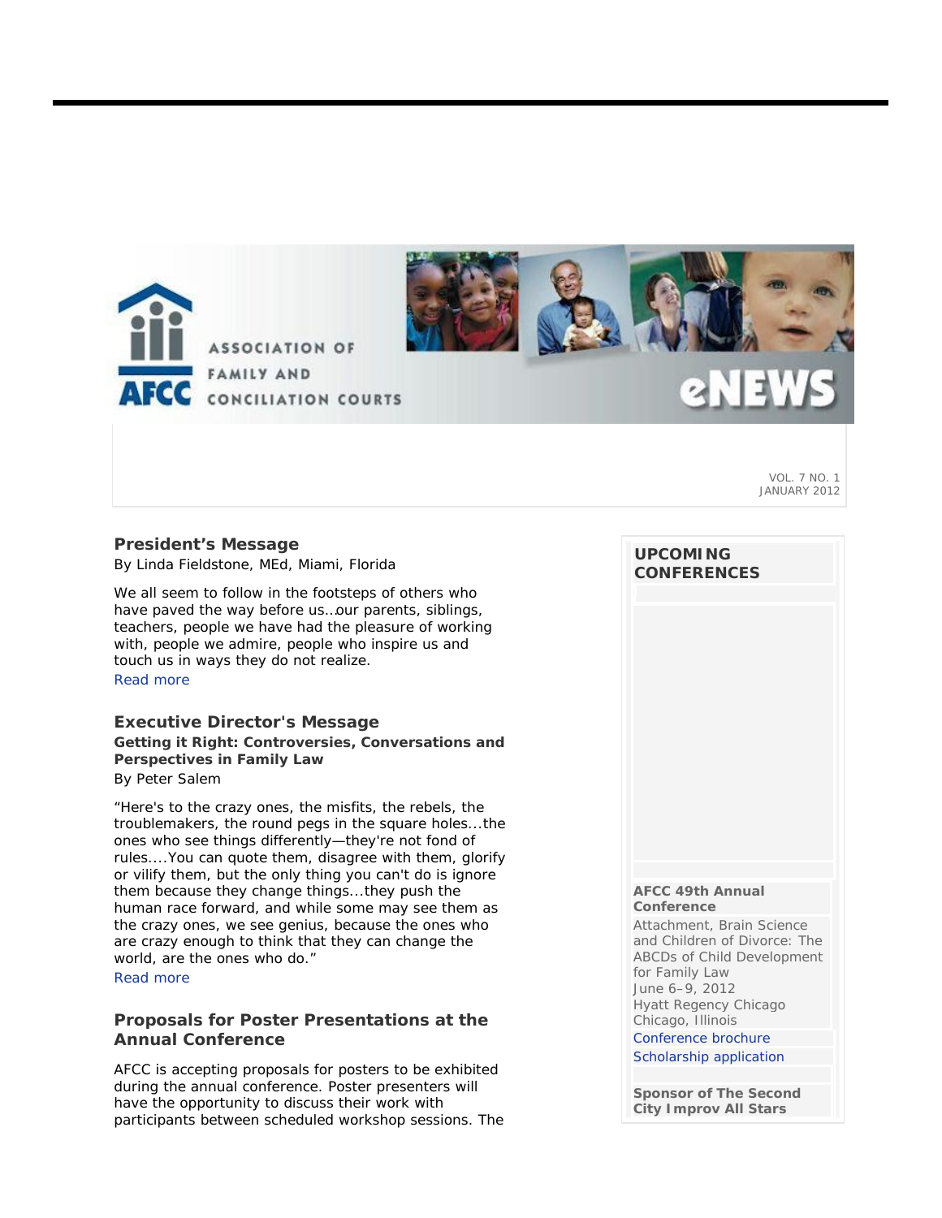ASSOCIATION OF FAMILY AND CONCILIATION COURTS

# eNEWS

VOL. 7 NO. 1
JANUARY 2012

## President’s Message

By Linda Fieldstone, MEd, Miami, Florida

We all seem to follow in the footsteps of others who have paved the way before us…our parents, siblings, teachers, people we have had the pleasure of working with, people we admire, people who inspire us and touch us in ways they do not realize.
Read more

## Executive Director's Message

**Getting it Right: Controversies, Conversations and Perspectives in Family Law**

By Peter Salem

“Here's to the crazy ones, the misfits, the rebels, the troublemakers, the round pegs in the square holes...the ones who see things differently—they're not fond of rules....You can quote them, disagree with them, glorify or vilify them, but the only thing you can't do is ignore them because they change things...they push the human race forward, and while some may see them as the crazy ones, we see genius, because the ones who are crazy enough to think that they can change the world, are the ones who do.”
Read more

## Proposals for Poster Presentations at the Annual Conference

AFCC is accepting proposals for posters to be exhibited during the annual conference. Poster presenters will have the opportunity to discuss their work with participants between scheduled workshop sessions. The

## UPCOMING CONFERENCES

**AFCC 49th Annual Conference**

Attachment, Brain Science and Children of Divorce: The ABCDs of Child Development for Family Law
June 6–9, 2012
Hyatt Regency Chicago
Chicago, Illinois

Conference brochure

Scholarship application

**Sponsor of The Second City Improv All Stars**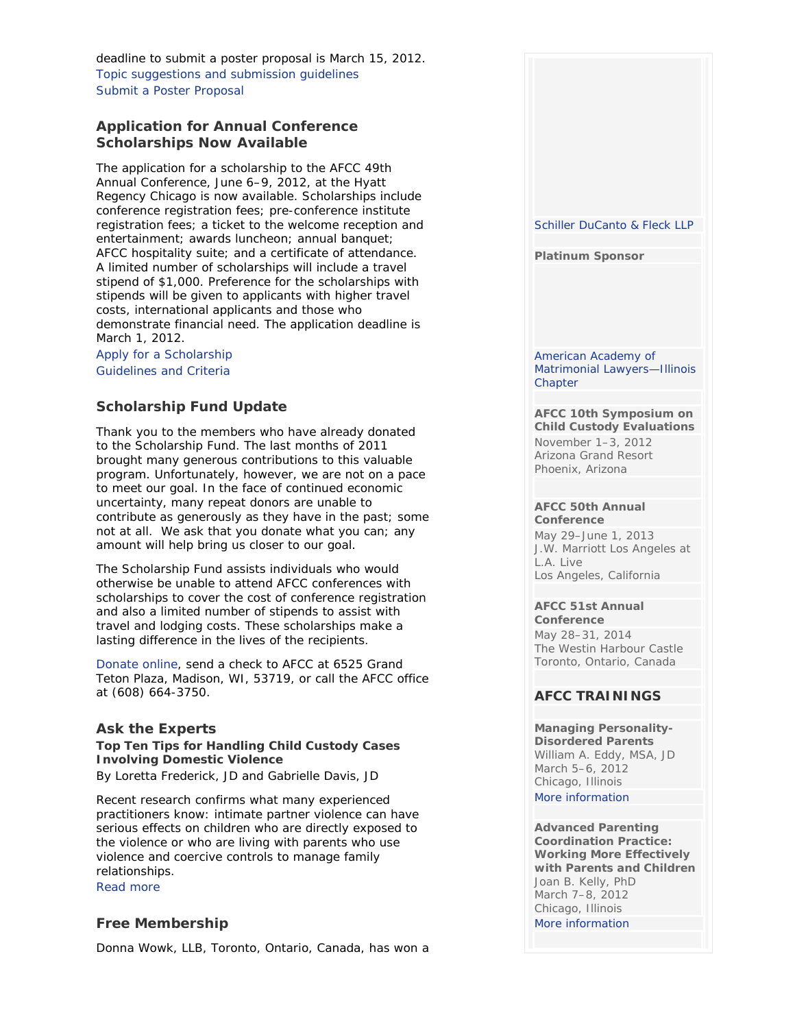deadline to submit a poster proposal is March 15, 2012.
Topic suggestions and submission guidelines
Submit a Poster Proposal

### Application for Annual Conference Scholarships Now Available

The application for a scholarship to the AFCC 49th Annual Conference, June 6–9, 2012, at the Hyatt Regency Chicago is now available. Scholarships include conference registration fees; pre-conference institute registration fees; a ticket to the welcome reception and entertainment; awards luncheon; annual banquet; AFCC hospitality suite; and a certificate of attendance. A limited number of scholarships will include a travel stipend of $1,000. Preference for the scholarships with stipends will be given to applicants with higher travel costs, international applicants and those who demonstrate financial need. The application deadline is March 1, 2012.
Apply for a Scholarship
Guidelines and Criteria

### Scholarship Fund Update

Thank you to the members who have already donated to the Scholarship Fund. The last months of 2011 brought many generous contributions to this valuable program. Unfortunately, however, we are not on a pace to meet our goal. In the face of continued economic uncertainty, many repeat donors are unable to contribute as generously as they have in the past; some not at all. We ask that you donate what you can; any amount will help bring us closer to our goal.

The Scholarship Fund assists individuals who would otherwise be unable to attend AFCC conferences with scholarships to cover the cost of conference registration and also a limited number of stipends to assist with travel and lodging costs. These scholarships make a lasting difference in the lives of the recipients.

Donate online, send a check to AFCC at 6525 Grand Teton Plaza, Madison, WI, 53719, or call the AFCC office at (608) 664-3750.

### Ask the Experts

**Top Ten Tips for Handling Child Custody Cases Involving Domestic Violence**
By Loretta Frederick, JD and Gabrielle Davis, JD

Recent research confirms what many experienced practitioners know: intimate partner violence can have serious effects on children who are directly exposed to the violence or who are living with parents who use violence and coercive controls to manage family relationships.
Read more

### Free Membership

Donna Wowk, LLB, Toronto, Ontario, Canada, has won a

Schiller DuCanto & Fleck LLP

**Platinum Sponsor**

American Academy of Matrimonial Lawyers—Illinois Chapter

**AFCC 10th Symposium on Child Custody Evaluations**
November 1–3, 2012
Arizona Grand Resort
Phoenix, Arizona

**AFCC 50th Annual Conference**
May 29–June 1, 2013
J.W. Marriott Los Angeles at L.A. Live
Los Angeles, California

**AFCC 51st Annual Conference**
May 28–31, 2014
The Westin Harbour Castle
Toronto, Ontario, Canada

### AFCC TRAININGS

**Managing Personality-Disordered Parents**
William A. Eddy, MSA, JD
March 5–6, 2012
Chicago, Illinois
More information

**Advanced Parenting Coordination Practice: Working More Effectively with Parents and Children**
Joan B. Kelly, PhD
March 7–8, 2012
Chicago, Illinois
More information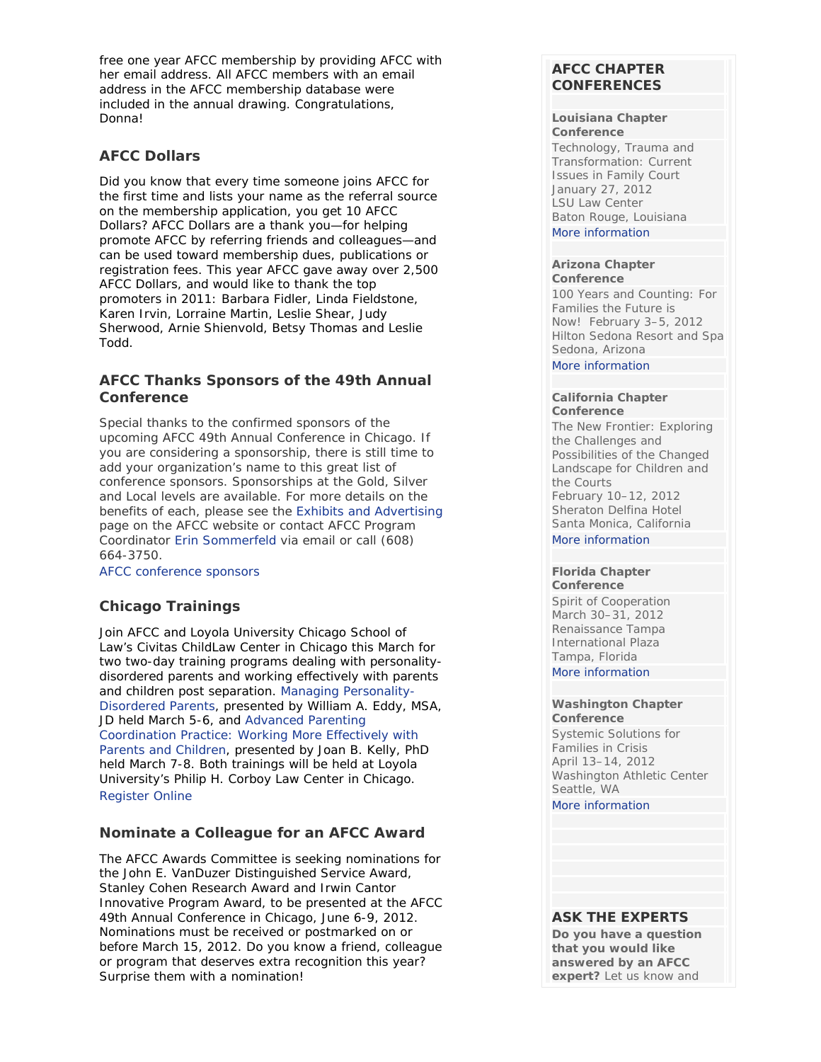free one year AFCC membership by providing AFCC with her email address. All AFCC members with an email address in the AFCC membership database were included in the annual drawing. Congratulations, Donna!

### AFCC Dollars

Did you know that every time someone joins AFCC for the first time and lists your name as the referral source on the membership application, you get 10 AFCC Dollars? AFCC Dollars are a thank you—for helping promote AFCC by referring friends and colleagues—and can be used toward membership dues, publications or registration fees. This year AFCC gave away over 2,500 AFCC Dollars, and would like to thank the top promoters in 2011: Barbara Fidler, Linda Fieldstone, Karen Irvin, Lorraine Martin, Leslie Shear, Judy Sherwood, Arnie Shienvold, Betsy Thomas and Leslie Todd.

### AFCC Thanks Sponsors of the 49th Annual Conference

Special thanks to the confirmed sponsors of the upcoming AFCC 49th Annual Conference in Chicago. If you are considering a sponsorship, there is still time to add your organization's name to this great list of conference sponsors. Sponsorships at the Gold, Silver and Local levels are available. For more details on the benefits of each, please see the Exhibits and Advertising page on the AFCC website or contact AFCC Program Coordinator Erin Sommerfeld via email or call (608) 664-3750.

AFCC conference sponsors

### Chicago Trainings

Join AFCC and Loyola University Chicago School of Law's Civitas ChildLaw Center in Chicago this March for two two-day training programs dealing with personality-disordered parents and working effectively with parents and children post separation. Managing Personality-Disordered Parents, presented by William A. Eddy, MSA, JD held March 5-6, and Advanced Parenting Coordination Practice: Working More Effectively with Parents and Children, presented by Joan B. Kelly, PhD held March 7-8. Both trainings will be held at Loyola University's Philip H. Corboy Law Center in Chicago.

Register Online

### Nominate a Colleague for an AFCC Award

The AFCC Awards Committee is seeking nominations for the John E. VanDuzer Distinguished Service Award, Stanley Cohen Research Award and Irwin Cantor Innovative Program Award, to be presented at the AFCC 49th Annual Conference in Chicago, June 6-9, 2012. Nominations must be received or postmarked on or before March 15, 2012. Do you know a friend, colleague or program that deserves extra recognition this year? Surprise them with a nomination!

## AFCC CHAPTER CONFERENCES

**Louisiana Chapter Conference**
Technology, Trauma and Transformation: Current Issues in Family Court
January 27, 2012
LSU Law Center
Baton Rouge, Louisiana
More information

**Arizona Chapter Conference**
100 Years and Counting: For Families the Future is Now! February 3–5, 2012
Hilton Sedona Resort and Spa
Sedona, Arizona
More information

**California Chapter Conference**
The New Frontier: Exploring the Challenges and Possibilities of the Changed Landscape for Children and the Courts
February 10–12, 2012
Sheraton Delfina Hotel
Santa Monica, California
More information

**Florida Chapter Conference**
Spirit of Cooperation
March 30–31, 2012
Renaissance Tampa International Plaza
Tampa, Florida
More information

**Washington Chapter Conference**
Systemic Solutions for Families in Crisis
April 13–14, 2012
Washington Athletic Center
Seattle, WA
More information

## ASK THE EXPERTS

**Do you have a question that you would like answered by an AFCC expert?** Let us know and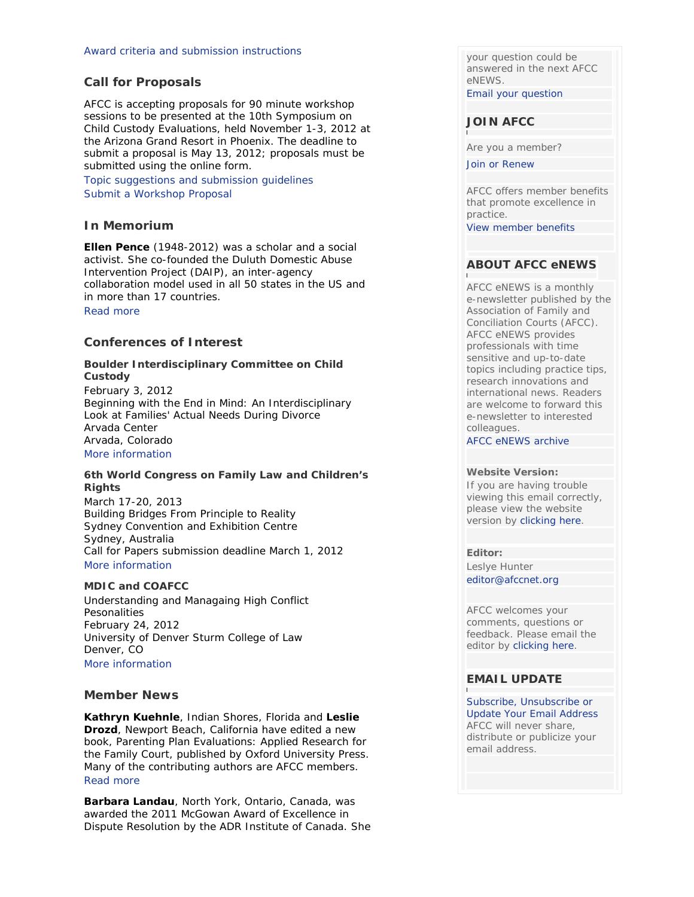Award criteria and submission instructions

## Call for Proposals

AFCC is accepting proposals for 90 minute workshop sessions to be presented at the 10th Symposium on Child Custody Evaluations, held November 1-3, 2012 at the Arizona Grand Resort in Phoenix. The deadline to submit a proposal is May 13, 2012; proposals must be submitted using the online form.

Topic suggestions and submission guidelines
Submit a Workshop Proposal

## In Memorium

**Ellen Pence** (1948-2012) was a scholar and a social activist. She co-founded the Duluth Domestic Abuse Intervention Project (DAIP), an inter-agency collaboration model used in all 50 states in the US and in more than 17 countries.

Read more

## Conferences of Interest

### Boulder Interdisciplinary Committee on Child Custody

February 3, 2012
Beginning with the End in Mind: An Interdisciplinary Look at Families' Actual Needs During Divorce
Arvada Center
Arvada, Colorado
More information

### 6th World Congress on Family Law and Children's Rights

March 17-20, 2013
Building Bridges From Principle to Reality
Sydney Convention and Exhibition Centre
Sydney, Australia
Call for Papers submission deadline March 1, 2012
More information

### MDIC and COAFCC

Understanding and Managaing High Conflict Pesonalities
February 24, 2012
University of Denver Sturm College of Law
Denver, CO
More information

## Member News

**Kathryn Kuehnle**, Indian Shores, Florida and **Leslie Drozd**, Newport Beach, California have edited a new book, Parenting Plan Evaluations: Applied Research for the Family Court, published by Oxford University Press. Many of the contributing authors are AFCC members.

Read more

**Barbara Landau**, North York, Ontario, Canada, was awarded the 2011 McGowan Award of Excellence in Dispute Resolution by the ADR Institute of Canada. She

---

your question could be answered in the next AFCC eNEWS.
Email your question

## JOIN AFCC

Are you a member?
Join or Renew

AFCC offers member benefits that promote excellence in practice.
View member benefits

## ABOUT AFCC eNEWS

AFCC eNEWS is a monthly e-newsletter published by the Association of Family and Conciliation Courts (AFCC). AFCC eNEWS provides professionals with time sensitive and up-to-date topics including practice tips, research innovations and international news. Readers are welcome to forward this e-newsletter to interested colleagues.
AFCC eNEWS archive

**Website Version:**
If you are having trouble viewing this email correctly, please view the website version by clicking here.

**Editor:**
Leslye Hunter
editor@afccnet.org

AFCC welcomes your comments, questions or feedback. Please email the editor by clicking here.

## EMAIL UPDATE

Subscribe, Unsubscribe or Update Your Email Address
AFCC will never share, distribute or publicize your email address.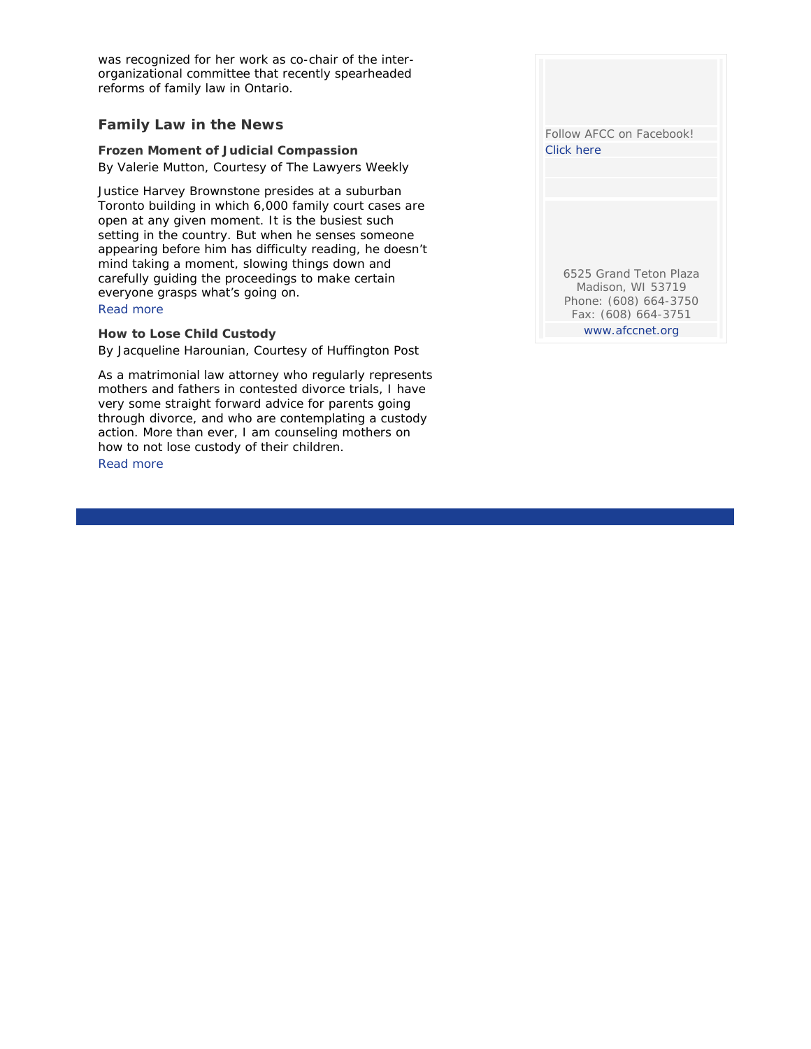was recognized for her work as co-chair of the inter-organizational committee that recently spearheaded reforms of family law in Ontario.

## Family Law in the News

**Frozen Moment of Judicial Compassion**

By Valerie Mutton, Courtesy of The Lawyers Weekly

Justice Harvey Brownstone presides at a suburban Toronto building in which 6,000 family court cases are open at any given moment. It is the busiest such setting in the country. But when he senses someone appearing before him has difficulty reading, he doesn't mind taking a moment, slowing things down and carefully guiding the proceedings to make certain everyone grasps what's going on.

Read more

**How to Lose Child Custody**

By Jacqueline Harounian, Courtesy of Huffington Post

As a matrimonial law attorney who regularly represents mothers and fathers in contested divorce trials, I have very some straight forward advice for parents going through divorce, and who are contemplating a custody action. More than ever, I am counseling mothers on how to not lose custody of their children.

Read more

Follow AFCC on Facebook!

Click here

6525 Grand Teton Plaza
Madison, WI 53719
Phone: (608) 664-3750
Fax: (608) 664-3751

www.afccnet.org